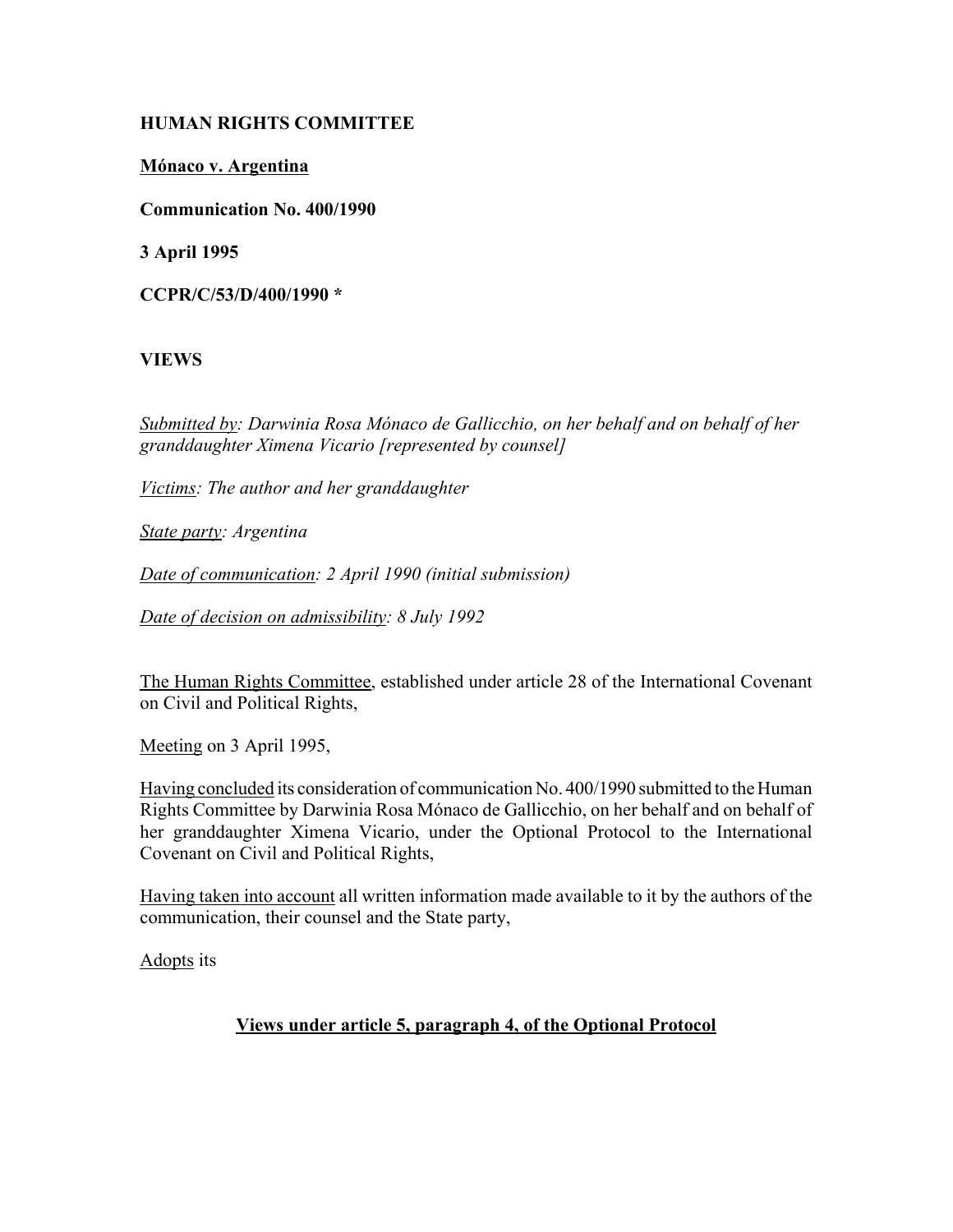**HUMAN RIGHTS COMMITTEE**

**Mónaco v. Argentina**

**Communication No. 400/1990**

**3 April 1995**

**CCPR/C/53/D/400/1990 ***

**VIEWS**

*Submitted by: Darwinia Rosa Mónaco de Gallicchio, on her behalf and on behalf of her granddaughter Ximena Vicario [represented by counsel]*

*Victims: The author and her granddaughter*

*State party: Argentina*

*Date of communication: 2 April 1990 (initial submission)*

*Date of decision on admissibility: 8 July 1992*

The Human Rights Committee, established under article 28 of the International Covenant on Civil and Political Rights,

Meeting on 3 April 1995,

Having concluded its consideration of communication No. 400/1990 submitted to the Human Rights Committee by Darwinia Rosa Mónaco de Gallicchio, on her behalf and on behalf of her granddaughter Ximena Vicario, under the Optional Protocol to the International Covenant on Civil and Political Rights,

Having taken into account all written information made available to it by the authors of the communication, their counsel and the State party,

Adopts its

**Views under article 5, paragraph 4, of the Optional Protocol**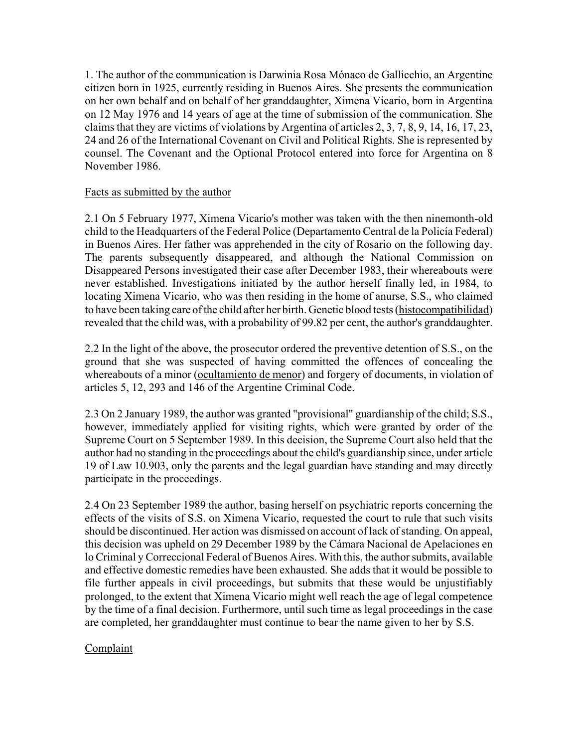1. The author of the communication is Darwinia Rosa Mónaco de Gallicchio, an Argentine citizen born in 1925, currently residing in Buenos Aires. She presents the communication on her own behalf and on behalf of her granddaughter, Ximena Vicario, born in Argentina on 12 May 1976 and 14 years of age at the time of submission of the communication. She claims that they are victims of violations by Argentina of articles 2, 3, 7, 8, 9, 14, 16, 17, 23, 24 and 26 of the International Covenant on Civil and Political Rights. She is represented by counsel. The Covenant and the Optional Protocol entered into force for Argentina on 8 November 1986.

Facts as submitted by the author

2.1 On 5 February 1977, Ximena Vicario's mother was taken with the then ninemonth-old child to the Headquarters of the Federal Police (Departamento Central de la Policía Federal) in Buenos Aires. Her father was apprehended in the city of Rosario on the following day. The parents subsequently disappeared, and although the National Commission on Disappeared Persons investigated their case after December 1983, their whereabouts were never established. Investigations initiated by the author herself finally led, in 1984, to locating Ximena Vicario, who was then residing in the home of anurse, S.S., who claimed to have been taking care of the child after her birth. Genetic blood tests (histocompatibilidad) revealed that the child was, with a probability of 99.82 per cent, the author's granddaughter.

2.2 In the light of the above, the prosecutor ordered the preventive detention of S.S., on the ground that she was suspected of having committed the offences of concealing the whereabouts of a minor (ocultamiento de menor) and forgery of documents, in violation of articles 5, 12, 293 and 146 of the Argentine Criminal Code.

2.3 On 2 January 1989, the author was granted "provisional" guardianship of the child; S.S., however, immediately applied for visiting rights, which were granted by order of the Supreme Court on 5 September 1989. In this decision, the Supreme Court also held that the author had no standing in the proceedings about the child's guardianship since, under article 19 of Law 10.903, only the parents and the legal guardian have standing and may directly participate in the proceedings.

2.4 On 23 September 1989 the author, basing herself on psychiatric reports concerning the effects of the visits of S.S. on Ximena Vicario, requested the court to rule that such visits should be discontinued. Her action was dismissed on account of lack of standing. On appeal, this decision was upheld on 29 December 1989 by the Cámara Nacional de Apelaciones en lo Criminal y Correccional Federal of Buenos Aires. With this, the author submits, available and effective domestic remedies have been exhausted. She adds that it would be possible to file further appeals in civil proceedings, but submits that these would be unjustifiably prolonged, to the extent that Ximena Vicario might well reach the age of legal competence by the time of a final decision. Furthermore, until such time as legal proceedings in the case are completed, her granddaughter must continue to bear the name given to her by S.S.

Complaint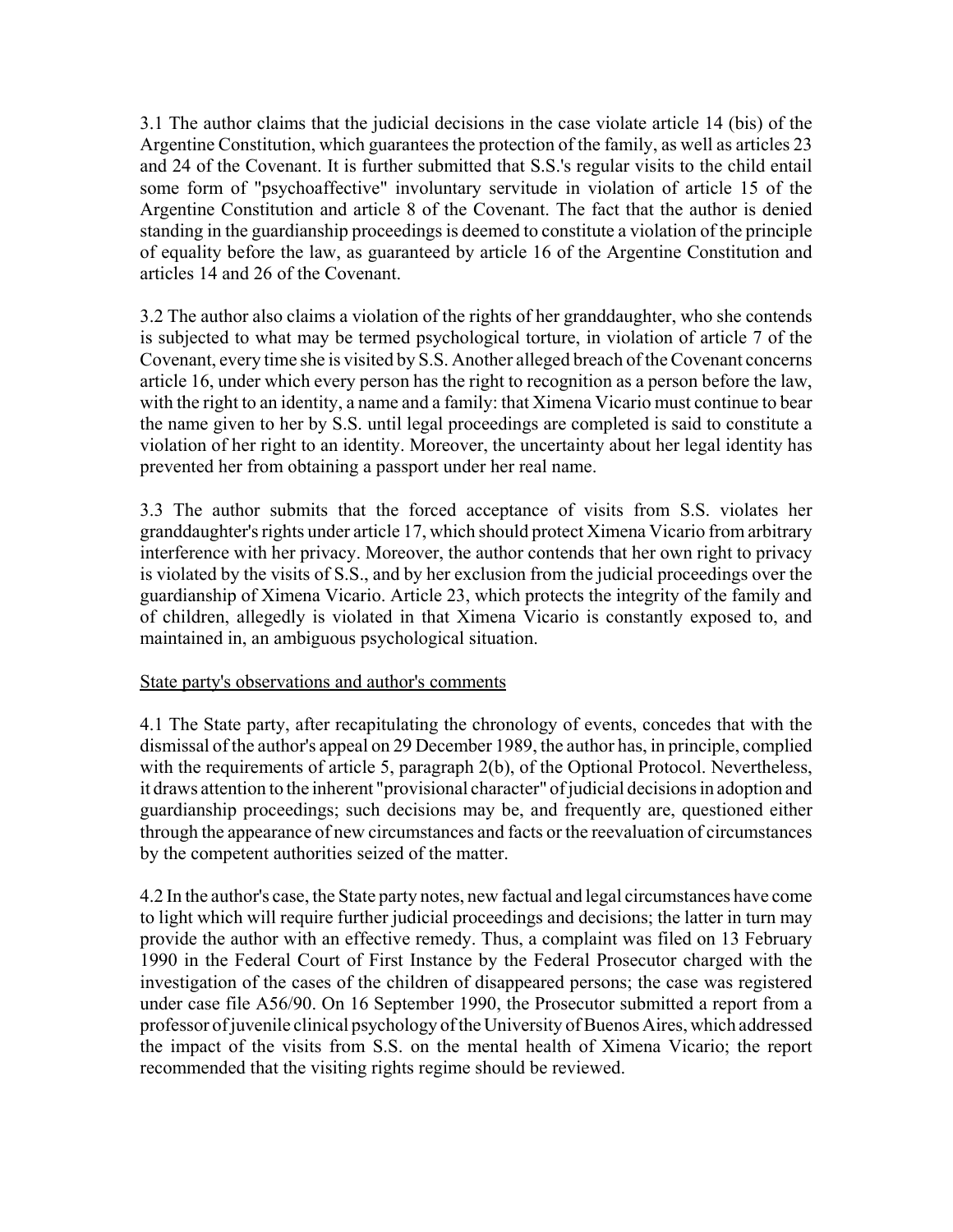3.1 The author claims that the judicial decisions in the case violate article 14 (bis) of the Argentine Constitution, which guarantees the protection of the family, as well as articles 23 and 24 of the Covenant. It is further submitted that S.S.'s regular visits to the child entail some form of "psychoaffective" involuntary servitude in violation of article 15 of the Argentine Constitution and article 8 of the Covenant. The fact that the author is denied standing in the guardianship proceedings is deemed to constitute a violation of the principle of equality before the law, as guaranteed by article 16 of the Argentine Constitution and articles 14 and 26 of the Covenant.

3.2 The author also claims a violation of the rights of her granddaughter, who she contends is subjected to what may be termed psychological torture, in violation of article 7 of the Covenant, every time she is visited by S.S. Another alleged breach of the Covenant concerns article 16, under which every person has the right to recognition as a person before the law, with the right to an identity, a name and a family: that Ximena Vicario must continue to bear the name given to her by S.S. until legal proceedings are completed is said to constitute a violation of her right to an identity. Moreover, the uncertainty about her legal identity has prevented her from obtaining a passport under her real name.

3.3 The author submits that the forced acceptance of visits from S.S. violates her granddaughter's rights under article 17, which should protect Ximena Vicario from arbitrary interference with her privacy. Moreover, the author contends that her own right to privacy is violated by the visits of S.S., and by her exclusion from the judicial proceedings over the guardianship of Ximena Vicario. Article 23, which protects the integrity of the family and of children, allegedly is violated in that Ximena Vicario is constantly exposed to, and maintained in, an ambiguous psychological situation.

State party's observations and author's comments

4.1 The State party, after recapitulating the chronology of events, concedes that with the dismissal of the author's appeal on 29 December 1989, the author has, in principle, complied with the requirements of article 5, paragraph 2(b), of the Optional Protocol. Nevertheless, it draws attention to the inherent "provisional character" of judicial decisions in adoption and guardianship proceedings; such decisions may be, and frequently are, questioned either through the appearance of new circumstances and facts or the reevaluation of circumstances by the competent authorities seized of the matter.

4.2 In the author's case, the State party notes, new factual and legal circumstances have come to light which will require further judicial proceedings and decisions; the latter in turn may provide the author with an effective remedy. Thus, a complaint was filed on 13 February 1990 in the Federal Court of First Instance by the Federal Prosecutor charged with the investigation of the cases of the children of disappeared persons; the case was registered under case file A56/90. On 16 September 1990, the Prosecutor submitted a report from a professor of juvenile clinical psychology of the University of Buenos Aires, which addressed the impact of the visits from S.S. on the mental health of Ximena Vicario; the report recommended that the visiting rights regime should be reviewed.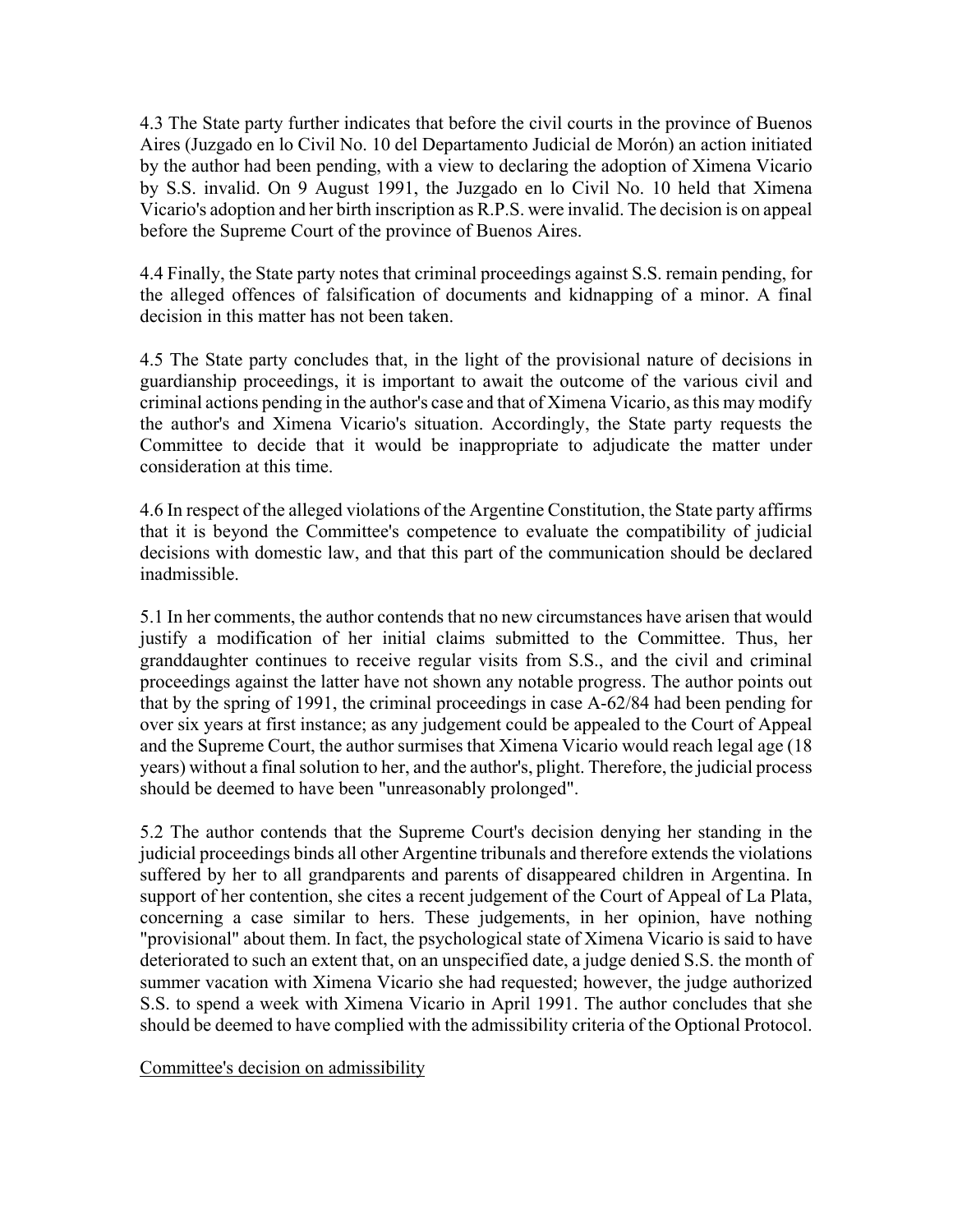4.3 The State party further indicates that before the civil courts in the province of Buenos Aires (Juzgado en lo Civil No. 10 del Departamento Judicial de Morón) an action initiated by the author had been pending, with a view to declaring the adoption of Ximena Vicario by S.S. invalid. On 9 August 1991, the Juzgado en lo Civil No. 10 held that Ximena Vicario's adoption and her birth inscription as R.P.S. were invalid. The decision is on appeal before the Supreme Court of the province of Buenos Aires.

4.4 Finally, the State party notes that criminal proceedings against S.S. remain pending, for the alleged offences of falsification of documents and kidnapping of a minor. A final decision in this matter has not been taken.

4.5 The State party concludes that, in the light of the provisional nature of decisions in guardianship proceedings, it is important to await the outcome of the various civil and criminal actions pending in the author's case and that of Ximena Vicario, as this may modify the author's and Ximena Vicario's situation. Accordingly, the State party requests the Committee to decide that it would be inappropriate to adjudicate the matter under consideration at this time.

4.6 In respect of the alleged violations of the Argentine Constitution, the State party affirms that it is beyond the Committee's competence to evaluate the compatibility of judicial decisions with domestic law, and that this part of the communication should be declared inadmissible.

5.1 In her comments, the author contends that no new circumstances have arisen that would justify a modification of her initial claims submitted to the Committee. Thus, her granddaughter continues to receive regular visits from S.S., and the civil and criminal proceedings against the latter have not shown any notable progress. The author points out that by the spring of 1991, the criminal proceedings in case A-62/84 had been pending for over six years at first instance; as any judgement could be appealed to the Court of Appeal and the Supreme Court, the author surmises that Ximena Vicario would reach legal age (18 years) without a final solution to her, and the author's, plight. Therefore, the judicial process should be deemed to have been "unreasonably prolonged".

5.2 The author contends that the Supreme Court's decision denying her standing in the judicial proceedings binds all other Argentine tribunals and therefore extends the violations suffered by her to all grandparents and parents of disappeared children in Argentina. In support of her contention, she cites a recent judgement of the Court of Appeal of La Plata, concerning a case similar to hers. These judgements, in her opinion, have nothing "provisional" about them. In fact, the psychological state of Ximena Vicario is said to have deteriorated to such an extent that, on an unspecified date, a judge denied S.S. the month of summer vacation with Ximena Vicario she had requested; however, the judge authorized S.S. to spend a week with Ximena Vicario in April 1991. The author concludes that she should be deemed to have complied with the admissibility criteria of the Optional Protocol.

Committee's decision on admissibility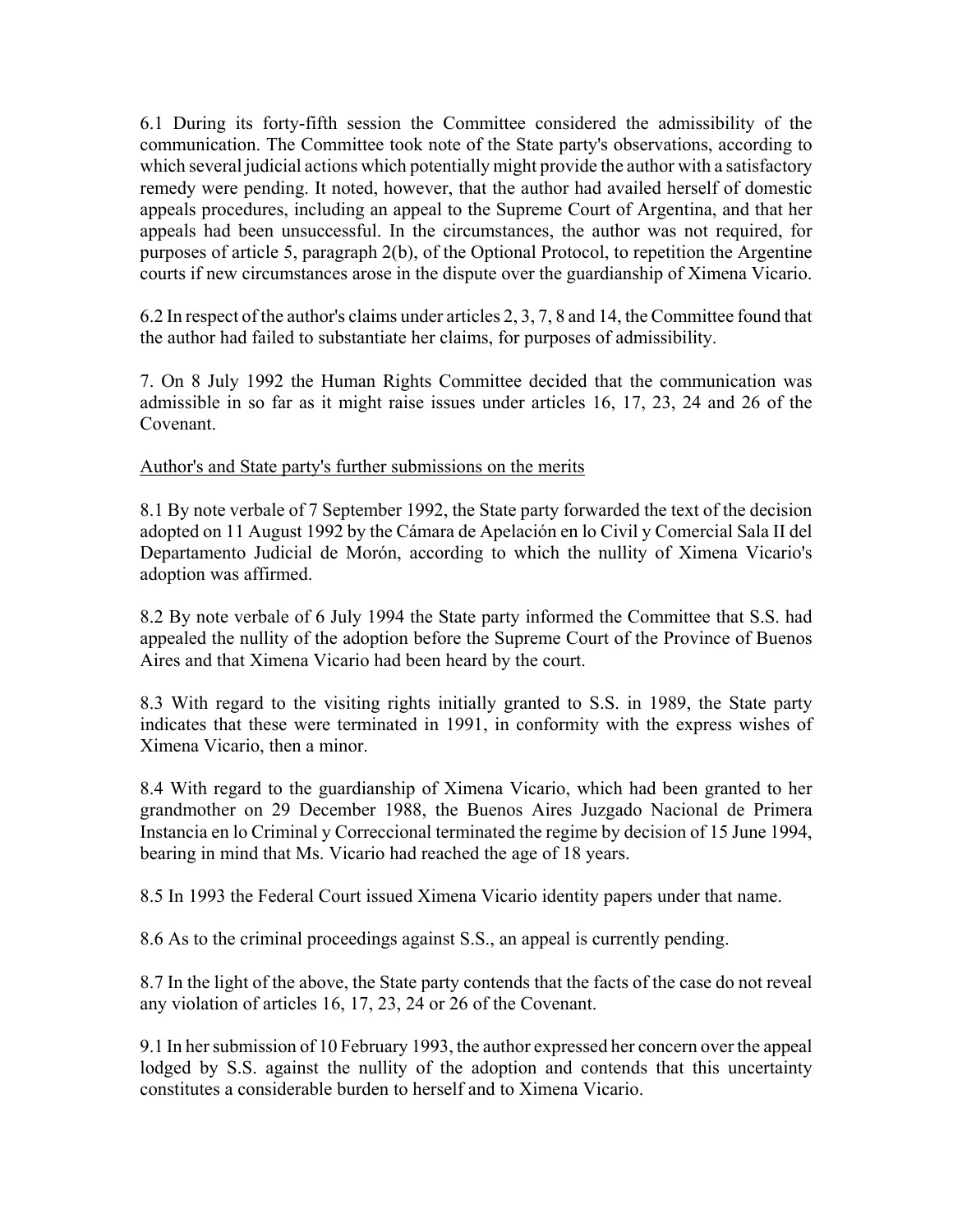6.1 During its forty-fifth session the Committee considered the admissibility of the communication. The Committee took note of the State party's observations, according to which several judicial actions which potentially might provide the author with a satisfactory remedy were pending. It noted, however, that the author had availed herself of domestic appeals procedures, including an appeal to the Supreme Court of Argentina, and that her appeals had been unsuccessful. In the circumstances, the author was not required, for purposes of article 5, paragraph 2(b), of the Optional Protocol, to repetition the Argentine courts if new circumstances arose in the dispute over the guardianship of Ximena Vicario.

6.2 In respect of the author's claims under articles 2, 3, 7, 8 and 14, the Committee found that the author had failed to substantiate her claims, for purposes of admissibility.

7. On 8 July 1992 the Human Rights Committee decided that the communication was admissible in so far as it might raise issues under articles 16, 17, 23, 24 and 26 of the Covenant.

Author's and State party's further submissions on the merits

8.1 By note verbale of 7 September 1992, the State party forwarded the text of the decision adopted on 11 August 1992 by the Cámara de Apelación en lo Civil y Comercial Sala II del Departamento Judicial de Morón, according to which the nullity of Ximena Vicario's adoption was affirmed.

8.2 By note verbale of 6 July 1994 the State party informed the Committee that S.S. had appealed the nullity of the adoption before the Supreme Court of the Province of Buenos Aires and that Ximena Vicario had been heard by the court.

8.3 With regard to the visiting rights initially granted to S.S. in 1989, the State party indicates that these were terminated in 1991, in conformity with the express wishes of Ximena Vicario, then a minor.

8.4 With regard to the guardianship of Ximena Vicario, which had been granted to her grandmother on 29 December 1988, the Buenos Aires Juzgado Nacional de Primera Instancia en lo Criminal y Correccional terminated the regime by decision of 15 June 1994, bearing in mind that Ms. Vicario had reached the age of 18 years.

8.5 In 1993 the Federal Court issued Ximena Vicario identity papers under that name.

8.6 As to the criminal proceedings against S.S., an appeal is currently pending.

8.7 In the light of the above, the State party contends that the facts of the case do not reveal any violation of articles 16, 17, 23, 24 or 26 of the Covenant.

9.1 In her submission of 10 February 1993, the author expressed her concern over the appeal lodged by S.S. against the nullity of the adoption and contends that this uncertainty constitutes a considerable burden to herself and to Ximena Vicario.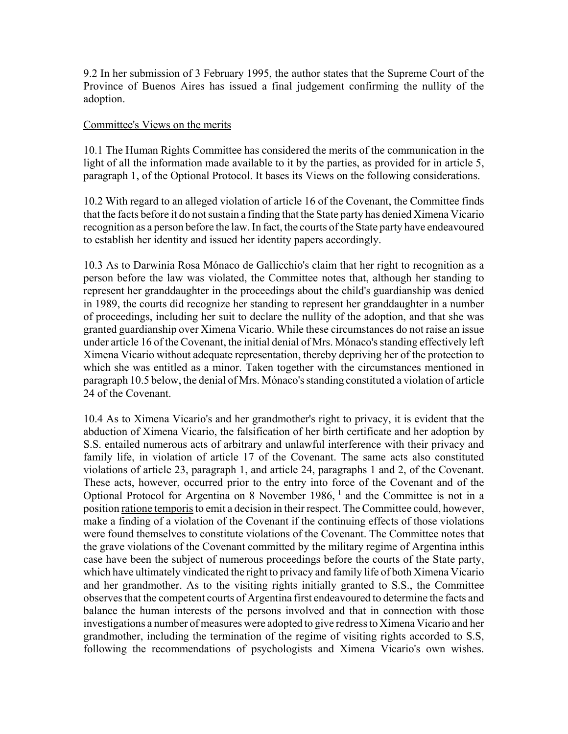9.2 In her submission of 3 February 1995, the author states that the Supreme Court of the Province of Buenos Aires has issued a final judgement confirming the nullity of the adoption.

Committee's Views on the merits

10.1 The Human Rights Committee has considered the merits of the communication in the light of all the information made available to it by the parties, as provided for in article 5, paragraph 1, of the Optional Protocol. It bases its Views on the following considerations.

10.2 With regard to an alleged violation of article 16 of the Covenant, the Committee finds that the facts before it do not sustain a finding that the State party has denied Ximena Vicario recognition as a person before the law. In fact, the courts of the State party have endeavoured to establish her identity and issued her identity papers accordingly.

10.3 As to Darwinia Rosa Mónaco de Gallicchio's claim that her right to recognition as a person before the law was violated, the Committee notes that, although her standing to represent her granddaughter in the proceedings about the child's guardianship was denied in 1989, the courts did recognize her standing to represent her granddaughter in a number of proceedings, including her suit to declare the nullity of the adoption, and that she was granted guardianship over Ximena Vicario. While these circumstances do not raise an issue under article 16 of the Covenant, the initial denial of Mrs. Mónaco's standing effectively left Ximena Vicario without adequate representation, thereby depriving her of the protection to which she was entitled as a minor. Taken together with the circumstances mentioned in paragraph 10.5 below, the denial of Mrs. Mónaco's standing constituted a violation of article 24 of the Covenant.

10.4 As to Ximena Vicario's and her grandmother's right to privacy, it is evident that the abduction of Ximena Vicario, the falsification of her birth certificate and her adoption by S.S. entailed numerous acts of arbitrary and unlawful interference with their privacy and family life, in violation of article 17 of the Covenant. The same acts also constituted violations of article 23, paragraph 1, and article 24, paragraphs 1 and 2, of the Covenant. These acts, however, occurred prior to the entry into force of the Covenant and of the Optional Protocol for Argentina on 8 November 1986, [1] and the Committee is not in a position ratione temporis to emit a decision in their respect. The Committee could, however, make a finding of a violation of the Covenant if the continuing effects of those violations were found themselves to constitute violations of the Covenant. The Committee notes that the grave violations of the Covenant committed by the military regime of Argentina inthis case have been the subject of numerous proceedings before the courts of the State party, which have ultimately vindicated the right to privacy and family life of both Ximena Vicario and her grandmother. As to the visiting rights initially granted to S.S., the Committee observes that the competent courts of Argentina first endeavoured to determine the facts and balance the human interests of the persons involved and that in connection with those investigations a number of measures were adopted to give redress to Ximena Vicario and her grandmother, including the termination of the regime of visiting rights accorded to S.S, following the recommendations of psychologists and Ximena Vicario's own wishes.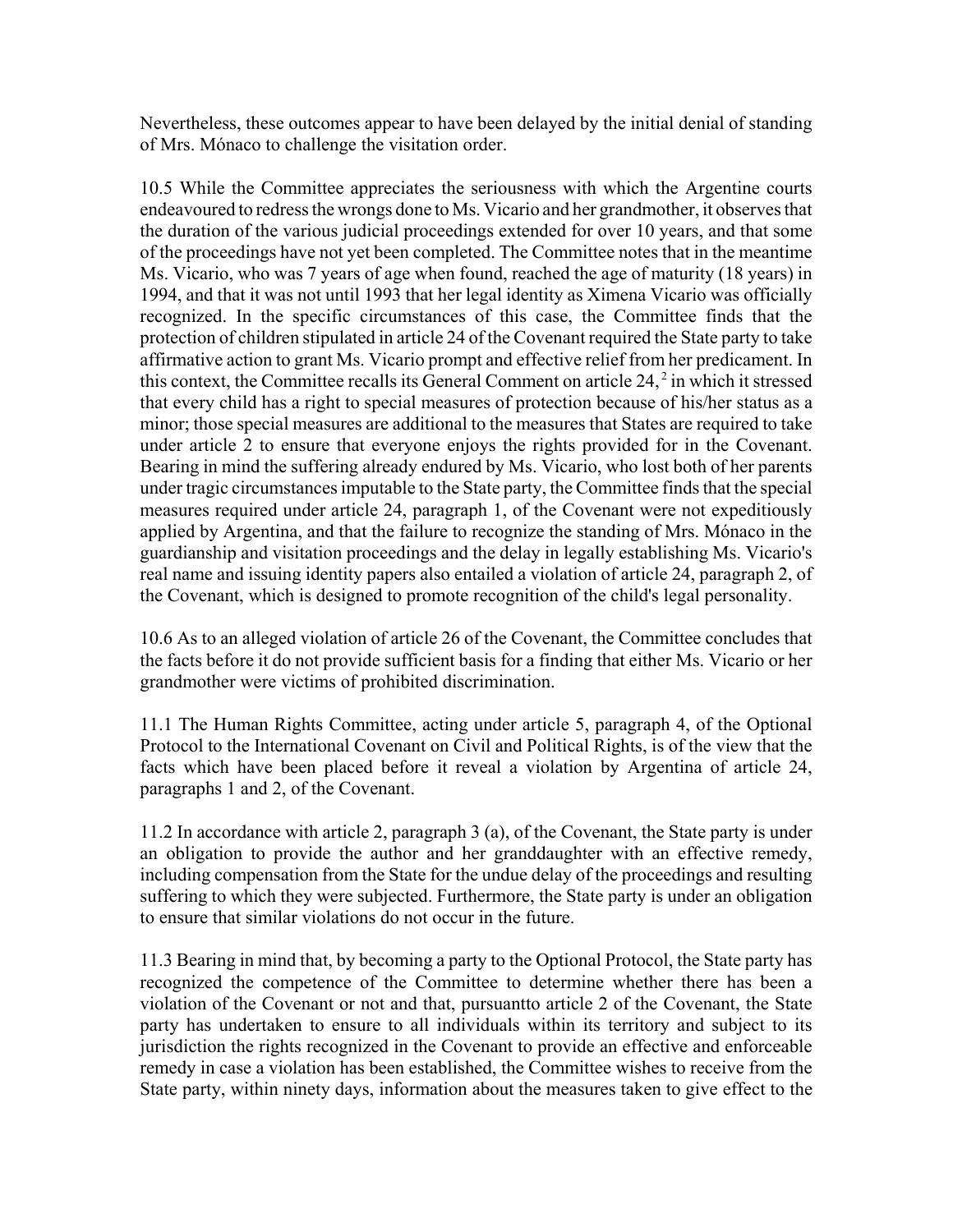Nevertheless, these outcomes appear to have been delayed by the initial denial of standing of Mrs. Mónaco to challenge the visitation order.

10.5 While the Committee appreciates the seriousness with which the Argentine courts endeavoured to redress the wrongs done to Ms. Vicario and her grandmother, it observes that the duration of the various judicial proceedings extended for over 10 years, and that some of the proceedings have not yet been completed. The Committee notes that in the meantime Ms. Vicario, who was 7 years of age when found, reached the age of maturity (18 years) in 1994, and that it was not until 1993 that her legal identity as Ximena Vicario was officially recognized. In the specific circumstances of this case, the Committee finds that the protection of children stipulated in article 24 of the Covenant required the State party to take affirmative action to grant Ms. Vicario prompt and effective relief from her predicament. In this context, the Committee recalls its General Comment on article 24, [2] in which it stressed that every child has a right to special measures of protection because of his/her status as a minor; those special measures are additional to the measures that States are required to take under article 2 to ensure that everyone enjoys the rights provided for in the Covenant. Bearing in mind the suffering already endured by Ms. Vicario, who lost both of her parents under tragic circumstances imputable to the State party, the Committee finds that the special measures required under article 24, paragraph 1, of the Covenant were not expeditiously applied by Argentina, and that the failure to recognize the standing of Mrs. Mónaco in the guardianship and visitation proceedings and the delay in legally establishing Ms. Vicario's real name and issuing identity papers also entailed a violation of article 24, paragraph 2, of the Covenant, which is designed to promote recognition of the child's legal personality.

10.6 As to an alleged violation of article 26 of the Covenant, the Committee concludes that the facts before it do not provide sufficient basis for a finding that either Ms. Vicario or her grandmother were victims of prohibited discrimination.

11.1 The Human Rights Committee, acting under article 5, paragraph 4, of the Optional Protocol to the International Covenant on Civil and Political Rights, is of the view that the facts which have been placed before it reveal a violation by Argentina of article 24, paragraphs 1 and 2, of the Covenant.

11.2 In accordance with article 2, paragraph 3 (a), of the Covenant, the State party is under an obligation to provide the author and her granddaughter with an effective remedy, including compensation from the State for the undue delay of the proceedings and resulting suffering to which they were subjected. Furthermore, the State party is under an obligation to ensure that similar violations do not occur in the future.

11.3 Bearing in mind that, by becoming a party to the Optional Protocol, the State party has recognized the competence of the Committee to determine whether there has been a violation of the Covenant or not and that, pursuantto article 2 of the Covenant, the State party has undertaken to ensure to all individuals within its territory and subject to its jurisdiction the rights recognized in the Covenant to provide an effective and enforceable remedy in case a violation has been established, the Committee wishes to receive from the State party, within ninety days, information about the measures taken to give effect to the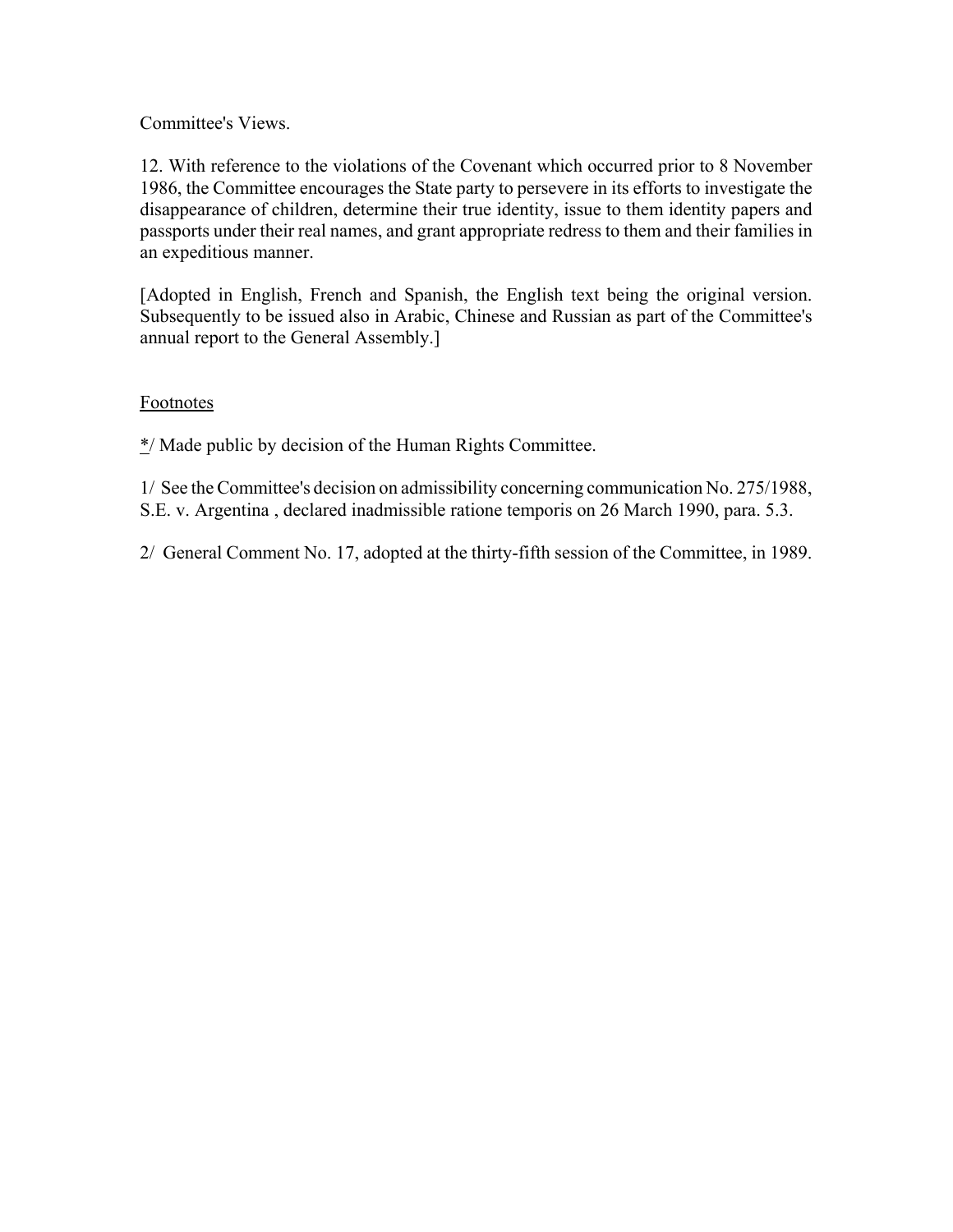Committee's Views.

12. With reference to the violations of the Covenant which occurred prior to 8 November 1986, the Committee encourages the State party to persevere in its efforts to investigate the disappearance of children, determine their true identity, issue to them identity papers and passports under their real names, and grant appropriate redress to them and their families in an expeditious manner.

[Adopted in English, French and Spanish, the English text being the original version. Subsequently to be issued also in Arabic, Chinese and Russian as part of the Committee's annual report to the General Assembly.]

Footnotes

*/ Made public by decision of the Human Rights Committee.

1/ See the Committee's decision on admissibility concerning communication No. 275/1988, S.E. v. Argentina , declared inadmissible ratione temporis on 26 March 1990, para. 5.3.

2/ General Comment No. 17, adopted at the thirty-fifth session of the Committee, in 1989.